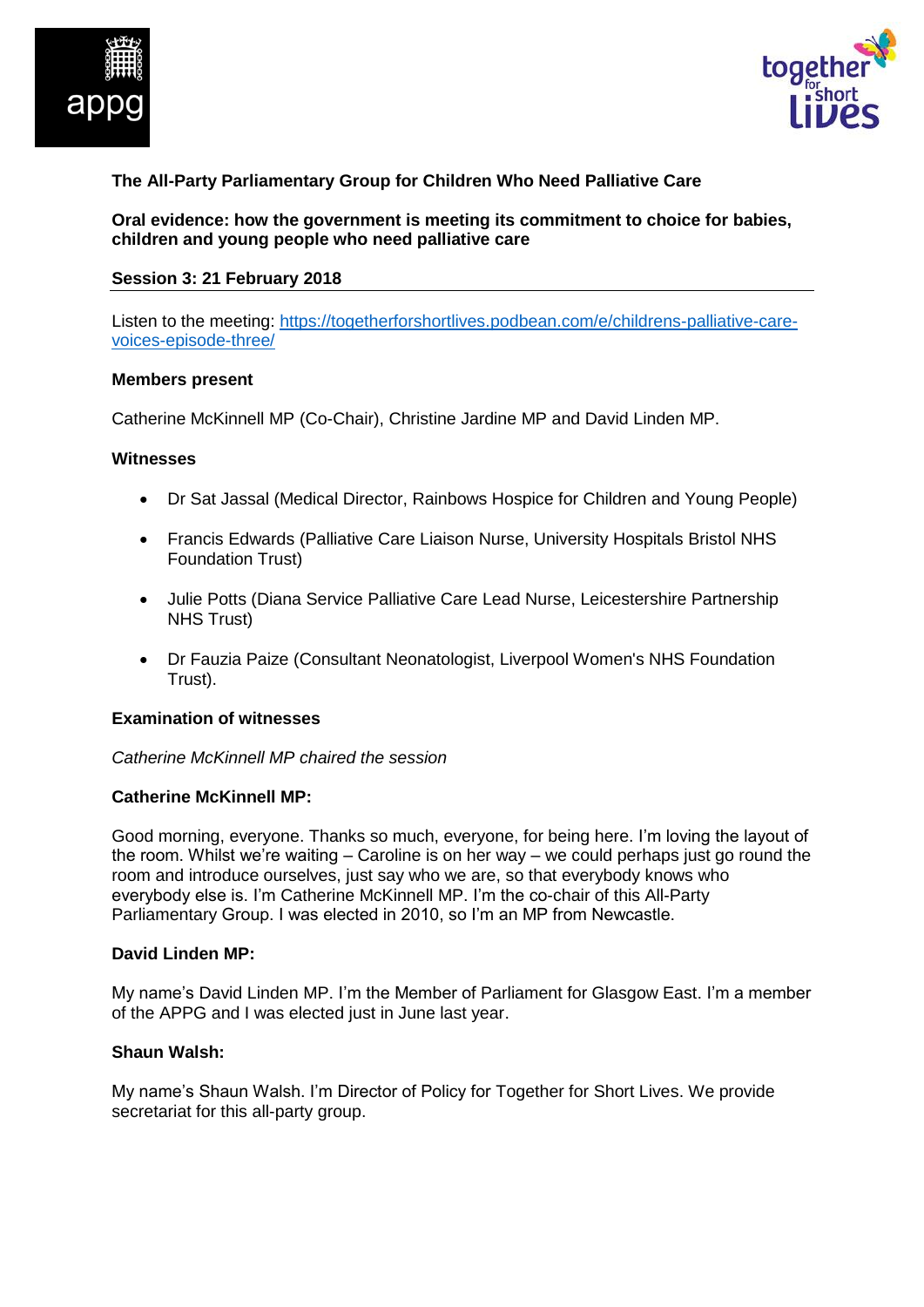# The All-Party Parliamentary Group for Children Who Need Palliative Care

## Oral evidence: how the government is meeting its commitment to choice for babies, children and young people who need palliative care

### Session 3: 21 February 2018

---

Listen to the meeting: [https://togetherforshortlives.podbean.com/e/childrens-palliative-care-voices-episode-three/](https://togetherforshortlives.podbean.com/e/childrens-palliative-care-voices-episode-three/)

**Members present**

Catherine McKinnell MP (Co-Chair), Christine Jardine MP and David Linden MP.

**Witnesses**

- Dr Sat Jassal (Medical Director, Rainbows Hospice for Children and Young People)
- Francis Edwards (Palliative Care Liaison Nurse, University Hospitals Bristol NHS Foundation Trust)
- Julie Potts (Diana Service Palliative Care Lead Nurse, Leicestershire Partnership NHS Trust)
- Dr Fauzia Paize (Consultant Neonatologist, Liverpool Women's NHS Foundation Trust).

**Examination of witnesses**

*Catherine McKinnell MP chaired the session*

**Catherine McKinnell MP:**

Good morning, everyone. Thanks so much, everyone, for being here. I'm loving the layout of the room. Whilst we're waiting – Caroline is on her way – we could perhaps just go round the room and introduce ourselves, just say who we are, so that everybody knows who everybody else is. I'm Catherine McKinnell MP. I'm the co-chair of this All-Party Parliamentary Group. I was elected in 2010, so I'm an MP from Newcastle.

**David Linden MP:**

My name's David Linden MP. I'm the Member of Parliament for Glasgow East. I'm a member of the APPG and I was elected just in June last year.

**Shaun Walsh:**

My name's Shaun Walsh. I'm Director of Policy for Together for Short Lives. We provide secretariat for this all-party group.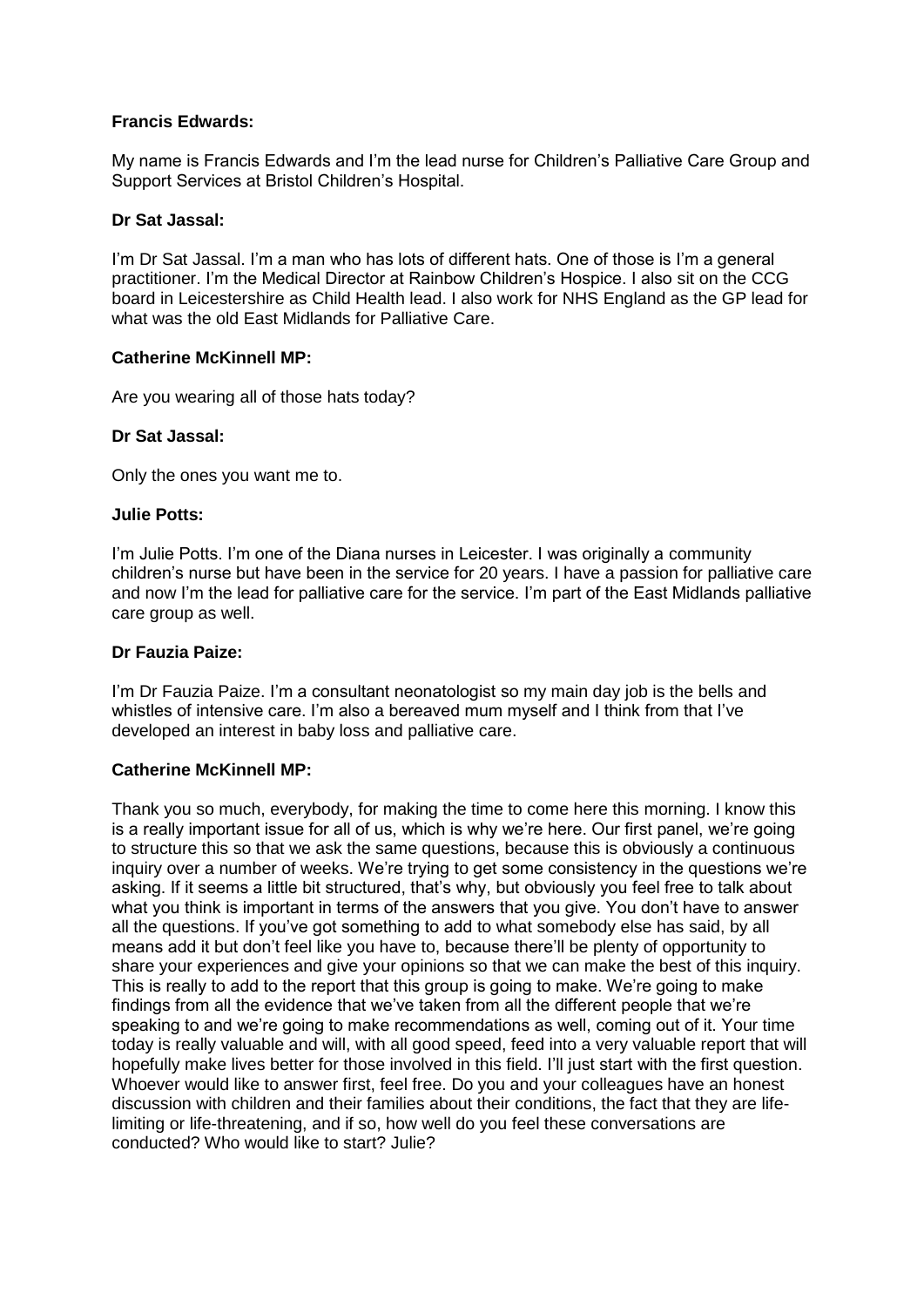**Francis Edwards:**

My name is Francis Edwards and I'm the lead nurse for Children's Palliative Care Group and Support Services at Bristol Children's Hospital.

**Dr Sat Jassal:**

I'm Dr Sat Jassal. I'm a man who has lots of different hats. One of those is I'm a general practitioner. I'm the Medical Director at Rainbow Children's Hospice. I also sit on the CCG board in Leicestershire as Child Health lead. I also work for NHS England as the GP lead for what was the old East Midlands for Palliative Care.

**Catherine McKinnell MP:**

Are you wearing all of those hats today?

**Dr Sat Jassal:**

Only the ones you want me to.

**Julie Potts:**

I'm Julie Potts. I'm one of the Diana nurses in Leicester. I was originally a community children's nurse but have been in the service for 20 years. I have a passion for palliative care and now I'm the lead for palliative care for the service. I'm part of the East Midlands palliative care group as well.

**Dr Fauzia Paize:**

I'm Dr Fauzia Paize. I'm a consultant neonatologist so my main day job is the bells and whistles of intensive care. I'm also a bereaved mum myself and I think from that I've developed an interest in baby loss and palliative care.

**Catherine McKinnell MP:**

Thank you so much, everybody, for making the time to come here this morning. I know this is a really important issue for all of us, which is why we're here. Our first panel, we're going to structure this so that we ask the same questions, because this is obviously a continuous inquiry over a number of weeks. We're trying to get some consistency in the questions we're asking. If it seems a little bit structured, that's why, but obviously you feel free to talk about what you think is important in terms of the answers that you give. You don't have to answer all the questions. If you've got something to add to what somebody else has said, by all means add it but don't feel like you have to, because there'll be plenty of opportunity to share your experiences and give your opinions so that we can make the best of this inquiry. This is really to add to the report that this group is going to make. We're going to make findings from all the evidence that we've taken from all the different people that we're speaking to and we're going to make recommendations as well, coming out of it. Your time today is really valuable and will, with all good speed, feed into a very valuable report that will hopefully make lives better for those involved in this field. I'll just start with the first question. Whoever would like to answer first, feel free. Do you and your colleagues have an honest discussion with children and their families about their conditions, the fact that they are life-limiting or life-threatening, and if so, how well do you feel these conversations are conducted? Who would like to start? Julie?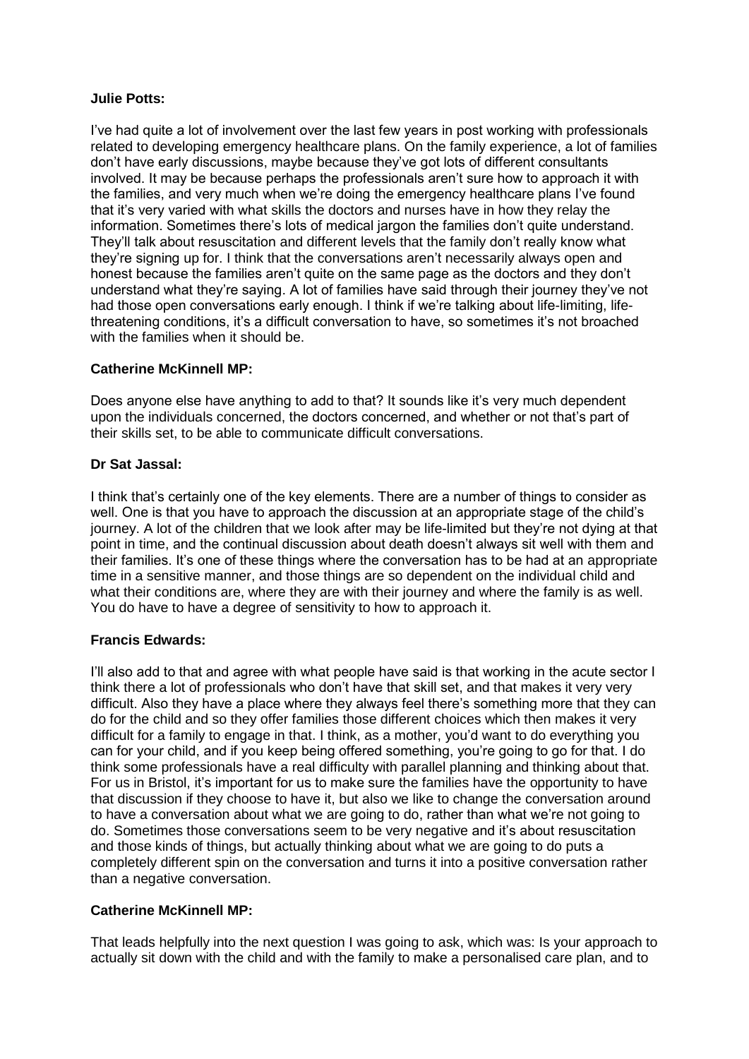**Julie Potts:**

I've had quite a lot of involvement over the last few years in post working with professionals related to developing emergency healthcare plans. On the family experience, a lot of families don't have early discussions, maybe because they've got lots of different consultants involved. It may be because perhaps the professionals aren't sure how to approach it with the families, and very much when we're doing the emergency healthcare plans I've found that it's very varied with what skills the doctors and nurses have in how they relay the information. Sometimes there's lots of medical jargon the families don't quite understand. They'll talk about resuscitation and different levels that the family don't really know what they're signing up for. I think that the conversations aren't necessarily always open and honest because the families aren't quite on the same page as the doctors and they don't understand what they're saying. A lot of families have said through their journey they've not had those open conversations early enough. I think if we're talking about life-limiting, life-threatening conditions, it's a difficult conversation to have, so sometimes it's not broached with the families when it should be.

**Catherine McKinnell MP:**

Does anyone else have anything to add to that? It sounds like it's very much dependent upon the individuals concerned, the doctors concerned, and whether or not that's part of their skills set, to be able to communicate difficult conversations.

**Dr Sat Jassal:**

I think that's certainly one of the key elements. There are a number of things to consider as well. One is that you have to approach the discussion at an appropriate stage of the child's journey. A lot of the children that we look after may be life-limited but they're not dying at that point in time, and the continual discussion about death doesn't always sit well with them and their families. It's one of these things where the conversation has to be had at an appropriate time in a sensitive manner, and those things are so dependent on the individual child and what their conditions are, where they are with their journey and where the family is as well. You do have to have a degree of sensitivity to how to approach it.

**Francis Edwards:**

I'll also add to that and agree with what people have said is that working in the acute sector I think there a lot of professionals who don't have that skill set, and that makes it very very difficult. Also they have a place where they always feel there's something more that they can do for the child and so they offer families those different choices which then makes it very difficult for a family to engage in that. I think, as a mother, you'd want to do everything you can for your child, and if you keep being offered something, you're going to go for that. I do think some professionals have a real difficulty with parallel planning and thinking about that. For us in Bristol, it's important for us to make sure the families have the opportunity to have that discussion if they choose to have it, but also we like to change the conversation around to have a conversation about what we are going to do, rather than what we're not going to do. Sometimes those conversations seem to be very negative and it's about resuscitation and those kinds of things, but actually thinking about what we are going to do puts a completely different spin on the conversation and turns it into a positive conversation rather than a negative conversation.

**Catherine McKinnell MP:**

That leads helpfully into the next question I was going to ask, which was: Is your approach to actually sit down with the child and with the family to make a personalised care plan, and to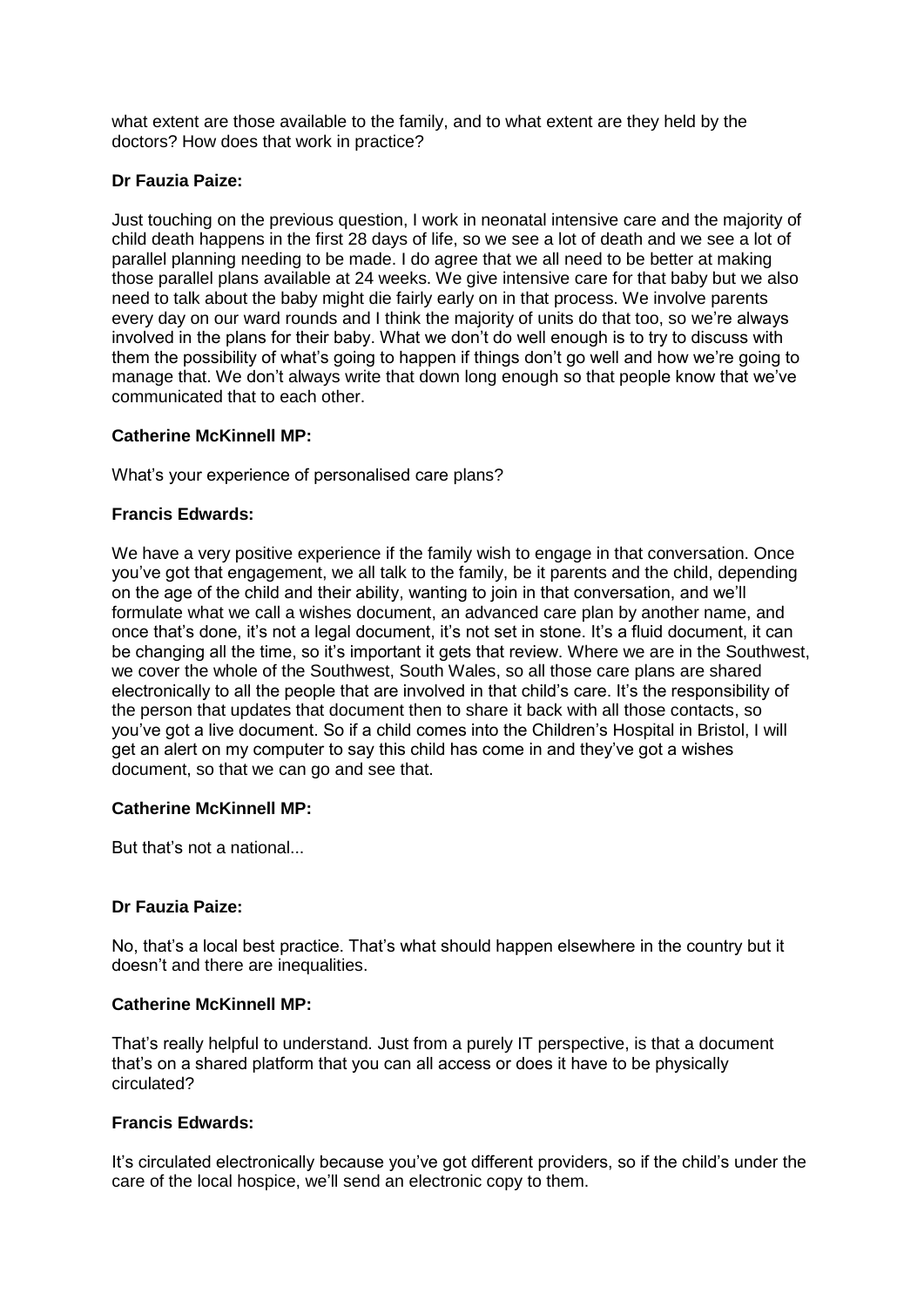what extent are those available to the family, and to what extent are they held by the doctors? How does that work in practice?

**Dr Fauzia Paize:**

Just touching on the previous question, I work in neonatal intensive care and the majority of child death happens in the first 28 days of life, so we see a lot of death and we see a lot of parallel planning needing to be made. I do agree that we all need to be better at making those parallel plans available at 24 weeks. We give intensive care for that baby but we also need to talk about the baby might die fairly early on in that process. We involve parents every day on our ward rounds and I think the majority of units do that too, so we're always involved in the plans for their baby. What we don't do well enough is to try to discuss with them the possibility of what's going to happen if things don't go well and how we're going to manage that. We don't always write that down long enough so that people know that we've communicated that to each other.

**Catherine McKinnell MP:**

What's your experience of personalised care plans?

**Francis Edwards:**

We have a very positive experience if the family wish to engage in that conversation. Once you've got that engagement, we all talk to the family, be it parents and the child, depending on the age of the child and their ability, wanting to join in that conversation, and we'll formulate what we call a wishes document, an advanced care plan by another name, and once that's done, it's not a legal document, it's not set in stone. It's a fluid document, it can be changing all the time, so it's important it gets that review. Where we are in the Southwest, we cover the whole of the Southwest, South Wales, so all those care plans are shared electronically to all the people that are involved in that child's care. It's the responsibility of the person that updates that document then to share it back with all those contacts, so you've got a live document. So if a child comes into the Children's Hospital in Bristol, I will get an alert on my computer to say this child has come in and they've got a wishes document, so that we can go and see that.

**Catherine McKinnell MP:**

But that's not a national...

**Dr Fauzia Paize:**

No, that's a local best practice. That's what should happen elsewhere in the country but it doesn't and there are inequalities.

**Catherine McKinnell MP:**

That's really helpful to understand. Just from a purely IT perspective, is that a document that's on a shared platform that you can all access or does it have to be physically circulated?

**Francis Edwards:**

It's circulated electronically because you've got different providers, so if the child's under the care of the local hospice, we'll send an electronic copy to them.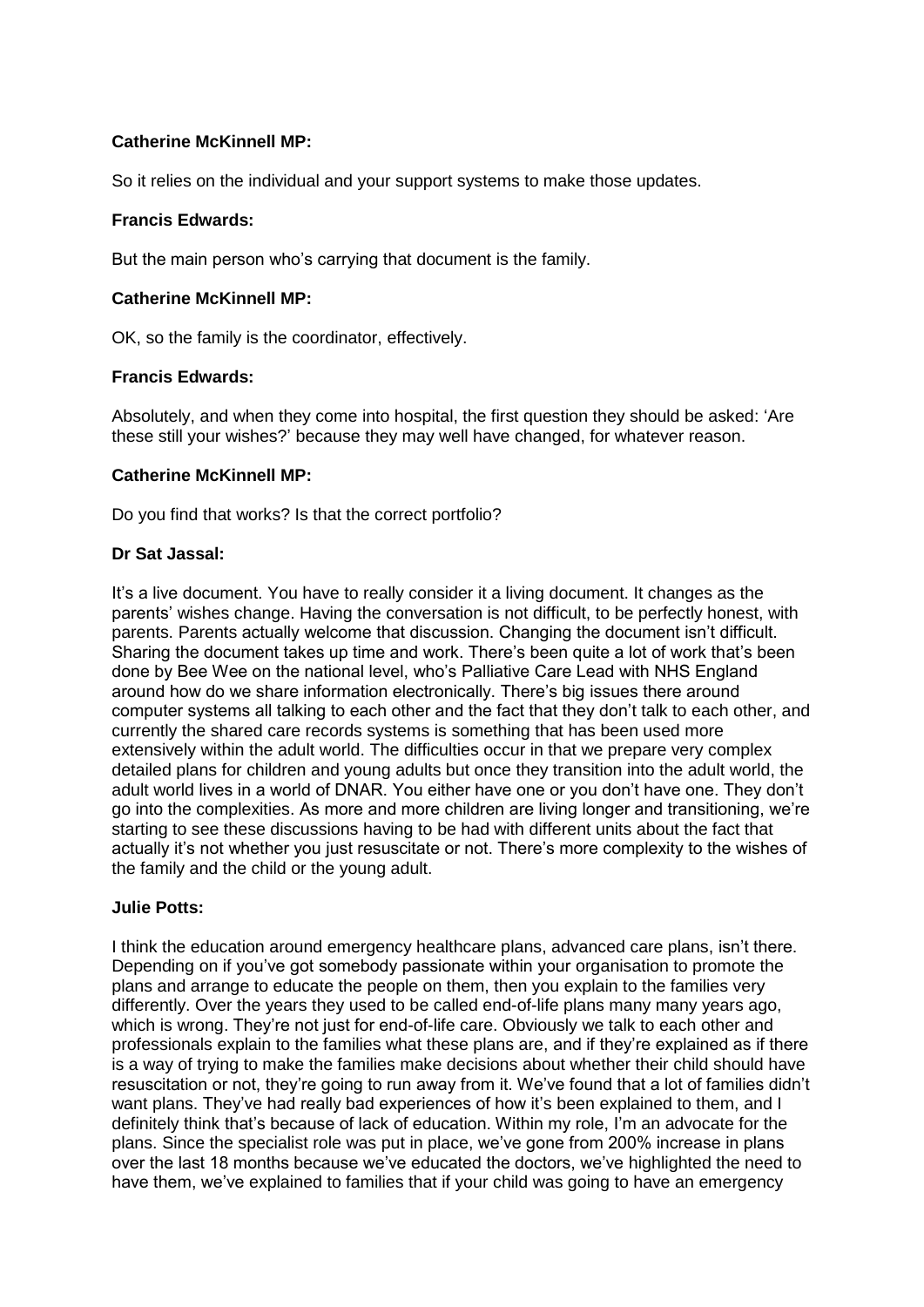**Catherine McKinnell MP:**

So it relies on the individual and your support systems to make those updates.

**Francis Edwards:**

But the main person who's carrying that document is the family.

**Catherine McKinnell MP:**

OK, so the family is the coordinator, effectively.

**Francis Edwards:**

Absolutely, and when they come into hospital, the first question they should be asked: 'Are these still your wishes?' because they may well have changed, for whatever reason.

**Catherine McKinnell MP:**

Do you find that works? Is that the correct portfolio?

**Dr Sat Jassal:**

It's a live document. You have to really consider it a living document. It changes as the parents' wishes change. Having the conversation is not difficult, to be perfectly honest, with parents. Parents actually welcome that discussion. Changing the document isn't difficult. Sharing the document takes up time and work. There's been quite a lot of work that's been done by Bee Wee on the national level, who's Palliative Care Lead with NHS England around how do we share information electronically. There's big issues there around computer systems all talking to each other and the fact that they don't talk to each other, and currently the shared care records systems is something that has been used more extensively within the adult world. The difficulties occur in that we prepare very complex detailed plans for children and young adults but once they transition into the adult world, the adult world lives in a world of DNAR. You either have one or you don't have one. They don't go into the complexities. As more and more children are living longer and transitioning, we're starting to see these discussions having to be had with different units about the fact that actually it's not whether you just resuscitate or not. There's more complexity to the wishes of the family and the child or the young adult.

**Julie Potts:**

I think the education around emergency healthcare plans, advanced care plans, isn't there. Depending on if you've got somebody passionate within your organisation to promote the plans and arrange to educate the people on them, then you explain to the families very differently. Over the years they used to be called end-of-life plans many many years ago, which is wrong. They're not just for end-of-life care. Obviously we talk to each other and professionals explain to the families what these plans are, and if they're explained as if there is a way of trying to make the families make decisions about whether their child should have resuscitation or not, they're going to run away from it. We've found that a lot of families didn't want plans. They've had really bad experiences of how it's been explained to them, and I definitely think that's because of lack of education. Within my role, I'm an advocate for the plans. Since the specialist role was put in place, we've gone from 200% increase in plans over the last 18 months because we've educated the doctors, we've highlighted the need to have them, we've explained to families that if your child was going to have an emergency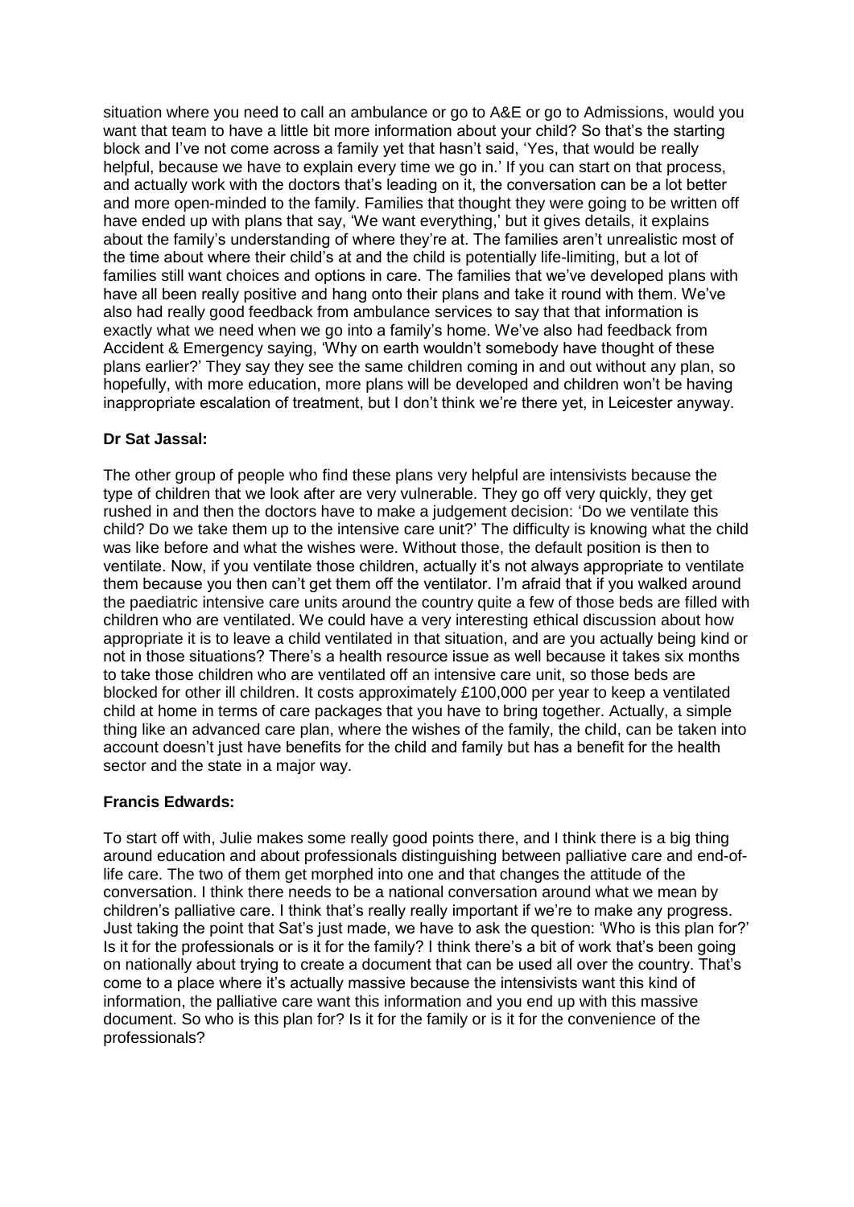situation where you need to call an ambulance or go to A&E or go to Admissions, would you want that team to have a little bit more information about your child? So that's the starting block and I've not come across a family yet that hasn't said, 'Yes, that would be really helpful, because we have to explain every time we go in.' If you can start on that process, and actually work with the doctors that's leading on it, the conversation can be a lot better and more open-minded to the family. Families that thought they were going to be written off have ended up with plans that say, 'We want everything,' but it gives details, it explains about the family's understanding of where they're at. The families aren't unrealistic most of the time about where their child's at and the child is potentially life-limiting, but a lot of families still want choices and options in care. The families that we've developed plans with have all been really positive and hang onto their plans and take it round with them. We've also had really good feedback from ambulance services to say that that information is exactly what we need when we go into a family's home. We've also had feedback from Accident & Emergency saying, 'Why on earth wouldn't somebody have thought of these plans earlier?' They say they see the same children coming in and out without any plan, so hopefully, with more education, more plans will be developed and children won't be having inappropriate escalation of treatment, but I don't think we're there yet, in Leicester anyway.

**Dr Sat Jassal:**

The other group of people who find these plans very helpful are intensivists because the type of children that we look after are very vulnerable. They go off very quickly, they get rushed in and then the doctors have to make a judgement decision: 'Do we ventilate this child? Do we take them up to the intensive care unit?' The difficulty is knowing what the child was like before and what the wishes were. Without those, the default position is then to ventilate. Now, if you ventilate those children, actually it's not always appropriate to ventilate them because you then can't get them off the ventilator. I'm afraid that if you walked around the paediatric intensive care units around the country quite a few of those beds are filled with children who are ventilated. We could have a very interesting ethical discussion about how appropriate it is to leave a child ventilated in that situation, and are you actually being kind or not in those situations? There's a health resource issue as well because it takes six months to take those children who are ventilated off an intensive care unit, so those beds are blocked for other ill children. It costs approximately £100,000 per year to keep a ventilated child at home in terms of care packages that you have to bring together. Actually, a simple thing like an advanced care plan, where the wishes of the family, the child, can be taken into account doesn't just have benefits for the child and family but has a benefit for the health sector and the state in a major way.

**Francis Edwards:**

To start off with, Julie makes some really good points there, and I think there is a big thing around education and about professionals distinguishing between palliative care and end-of-life care. The two of them get morphed into one and that changes the attitude of the conversation. I think there needs to be a national conversation around what we mean by children's palliative care. I think that's really really important if we're to make any progress. Just taking the point that Sat's just made, we have to ask the question: 'Who is this plan for?' Is it for the professionals or is it for the family? I think there's a bit of work that's been going on nationally about trying to create a document that can be used all over the country. That's come to a place where it's actually massive because the intensivists want this kind of information, the palliative care want this information and you end up with this massive document. So who is this plan for? Is it for the family or is it for the convenience of the professionals?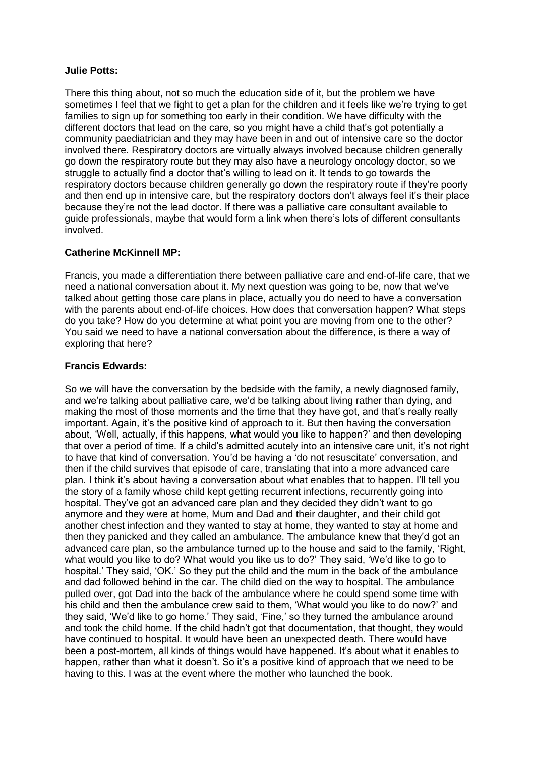**Julie Potts:**

There this thing about, not so much the education side of it, but the problem we have sometimes I feel that we fight to get a plan for the children and it feels like we're trying to get families to sign up for something too early in their condition. We have difficulty with the different doctors that lead on the care, so you might have a child that's got potentially a community paediatrician and they may have been in and out of intensive care so the doctor involved there. Respiratory doctors are virtually always involved because children generally go down the respiratory route but they may also have a neurology oncology doctor, so we struggle to actually find a doctor that's willing to lead on it. It tends to go towards the respiratory doctors because children generally go down the respiratory route if they're poorly and then end up in intensive care, but the respiratory doctors don't always feel it's their place because they're not the lead doctor. If there was a palliative care consultant available to guide professionals, maybe that would form a link when there's lots of different consultants involved.

**Catherine McKinnell MP:**

Francis, you made a differentiation there between palliative care and end-of-life care, that we need a national conversation about it. My next question was going to be, now that we've talked about getting those care plans in place, actually you do need to have a conversation with the parents about end-of-life choices. How does that conversation happen? What steps do you take? How do you determine at what point you are moving from one to the other? You said we need to have a national conversation about the difference, is there a way of exploring that here?

**Francis Edwards:**

So we will have the conversation by the bedside with the family, a newly diagnosed family, and we're talking about palliative care, we'd be talking about living rather than dying, and making the most of those moments and the time that they have got, and that's really really important. Again, it's the positive kind of approach to it. But then having the conversation about, 'Well, actually, if this happens, what would you like to happen?' and then developing that over a period of time. If a child's admitted acutely into an intensive care unit, it's not right to have that kind of conversation. You'd be having a 'do not resuscitate' conversation, and then if the child survives that episode of care, translating that into a more advanced care plan. I think it's about having a conversation about what enables that to happen. I'll tell you the story of a family whose child kept getting recurrent infections, recurrently going into hospital. They've got an advanced care plan and they decided they didn't want to go anymore and they were at home, Mum and Dad and their daughter, and their child got another chest infection and they wanted to stay at home, they wanted to stay at home and then they panicked and they called an ambulance. The ambulance knew that they'd got an advanced care plan, so the ambulance turned up to the house and said to the family, 'Right, what would you like to do? What would you like us to do?' They said, 'We'd like to go to hospital.' They said, 'OK.' So they put the child and the mum in the back of the ambulance and dad followed behind in the car. The child died on the way to hospital. The ambulance pulled over, got Dad into the back of the ambulance where he could spend some time with his child and then the ambulance crew said to them, 'What would you like to do now?' and they said, 'We'd like to go home.' They said, 'Fine,' so they turned the ambulance around and took the child home. If the child hadn't got that documentation, that thought, they would have continued to hospital. It would have been an unexpected death. There would have been a post-mortem, all kinds of things would have happened. It's about what it enables to happen, rather than what it doesn't. So it's a positive kind of approach that we need to be having to this. I was at the event where the mother who launched the book.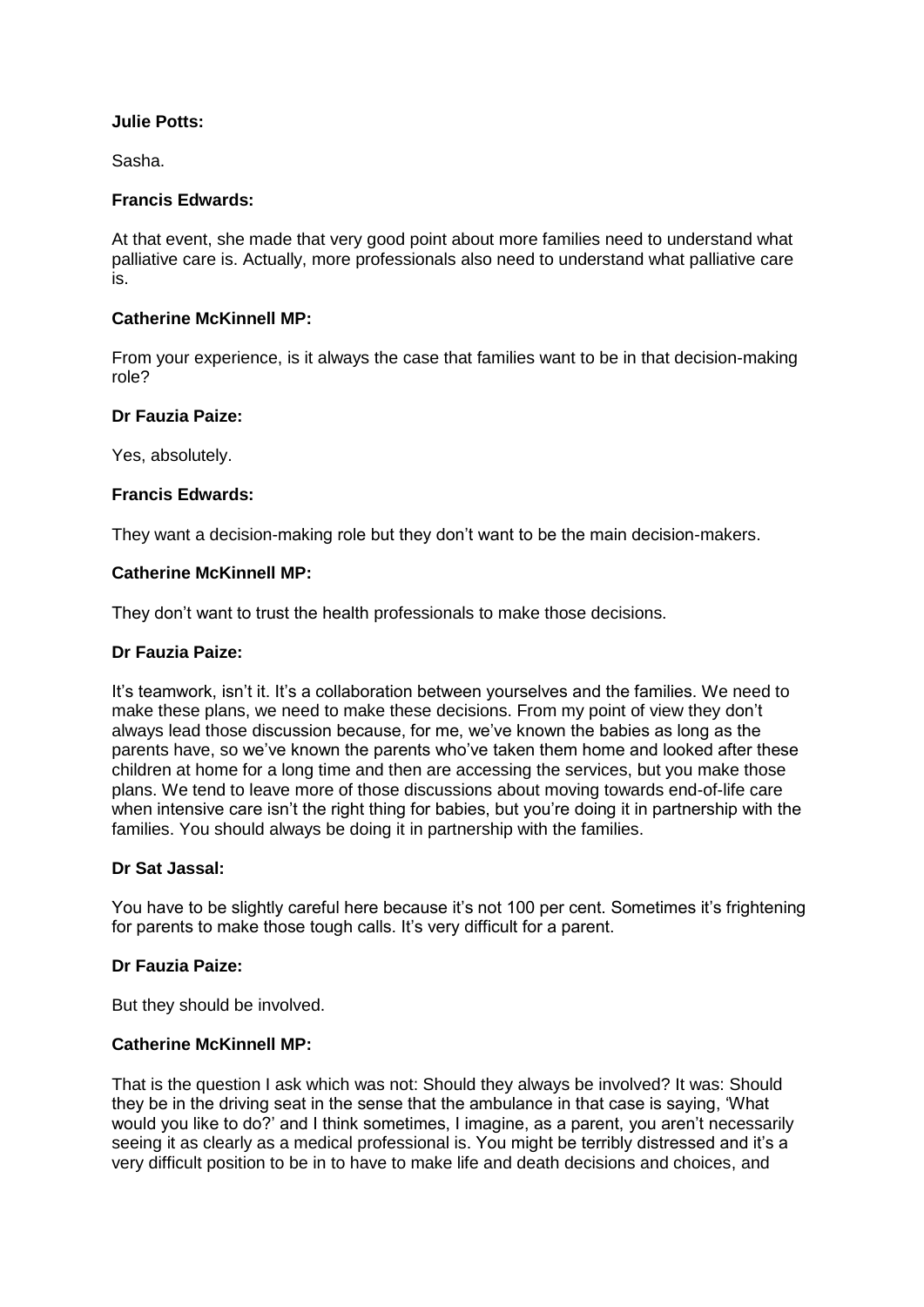**Julie Potts:**

Sasha.

**Francis Edwards:**

At that event, she made that very good point about more families need to understand what palliative care is. Actually, more professionals also need to understand what palliative care is.

**Catherine McKinnell MP:**

From your experience, is it always the case that families want to be in that decision-making role?

**Dr Fauzia Paize:**

Yes, absolutely.

**Francis Edwards:**

They want a decision-making role but they don't want to be the main decision-makers.

**Catherine McKinnell MP:**

They don't want to trust the health professionals to make those decisions.

**Dr Fauzia Paize:**

It's teamwork, isn't it. It's a collaboration between yourselves and the families. We need to make these plans, we need to make these decisions. From my point of view they don't always lead those discussion because, for me, we've known the babies as long as the parents have, so we've known the parents who've taken them home and looked after these children at home for a long time and then are accessing the services, but you make those plans. We tend to leave more of those discussions about moving towards end-of-life care when intensive care isn't the right thing for babies, but you're doing it in partnership with the families. You should always be doing it in partnership with the families.

**Dr Sat Jassal:**

You have to be slightly careful here because it's not 100 per cent. Sometimes it's frightening for parents to make those tough calls. It's very difficult for a parent.

**Dr Fauzia Paize:**

But they should be involved.

**Catherine McKinnell MP:**

That is the question I ask which was not: Should they always be involved? It was: Should they be in the driving seat in the sense that the ambulance in that case is saying, 'What would you like to do?' and I think sometimes, I imagine, as a parent, you aren't necessarily seeing it as clearly as a medical professional is. You might be terribly distressed and it's a very difficult position to be in to have to make life and death decisions and choices, and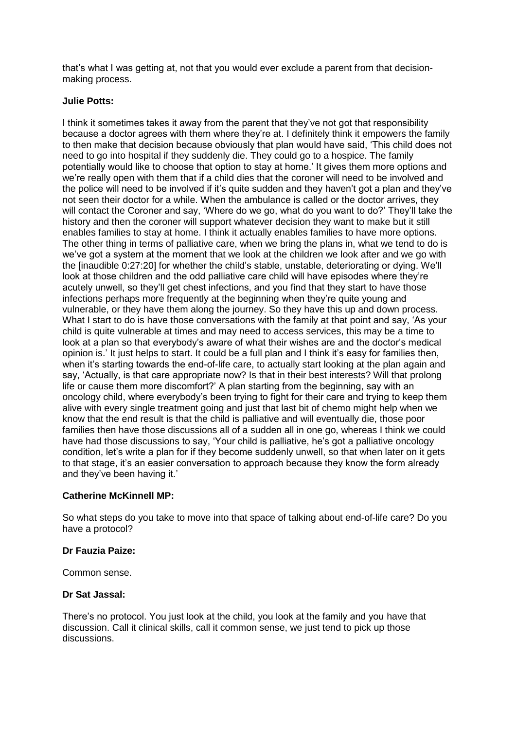that's what I was getting at, not that you would ever exclude a parent from that decision-making process.

**Julie Potts:**

I think it sometimes takes it away from the parent that they've not got that responsibility because a doctor agrees with them where they're at. I definitely think it empowers the family to then make that decision because obviously that plan would have said, 'This child does not need to go into hospital if they suddenly die. They could go to a hospice. The family potentially would like to choose that option to stay at home.' It gives them more options and we're really open with them that if a child dies that the coroner will need to be involved and the police will need to be involved if it's quite sudden and they haven't got a plan and they've not seen their doctor for a while. When the ambulance is called or the doctor arrives, they will contact the Coroner and say, 'Where do we go, what do you want to do?' They'll take the history and then the coroner will support whatever decision they want to make but it still enables families to stay at home. I think it actually enables families to have more options. The other thing in terms of palliative care, when we bring the plans in, what we tend to do is we've got a system at the moment that we look at the children we look after and we go with the [inaudible 0:27:20] for whether the child's stable, unstable, deteriorating or dying. We'll look at those children and the odd palliative care child will have episodes where they're acutely unwell, so they'll get chest infections, and you find that they start to have those infections perhaps more frequently at the beginning when they're quite young and vulnerable, or they have them along the journey. So they have this up and down process. What I start to do is have those conversations with the family at that point and say, 'As your child is quite vulnerable at times and may need to access services, this may be a time to look at a plan so that everybody's aware of what their wishes are and the doctor's medical opinion is.' It just helps to start. It could be a full plan and I think it's easy for families then, when it's starting towards the end-of-life care, to actually start looking at the plan again and say, 'Actually, is that care appropriate now? Is that in their best interests? Will that prolong life or cause them more discomfort?' A plan starting from the beginning, say with an oncology child, where everybody's been trying to fight for their care and trying to keep them alive with every single treatment going and just that last bit of chemo might help when we know that the end result is that the child is palliative and will eventually die, those poor families then have those discussions all of a sudden all in one go, whereas I think we could have had those discussions to say, 'Your child is palliative, he's got a palliative oncology condition, let's write a plan for if they become suddenly unwell, so that when later on it gets to that stage, it's an easier conversation to approach because they know the form already and they've been having it.'

**Catherine McKinnell MP:**

So what steps do you take to move into that space of talking about end-of-life care? Do you have a protocol?

**Dr Fauzia Paize:**

Common sense.

**Dr Sat Jassal:**

There's no protocol. You just look at the child, you look at the family and you have that discussion. Call it clinical skills, call it common sense, we just tend to pick up those discussions.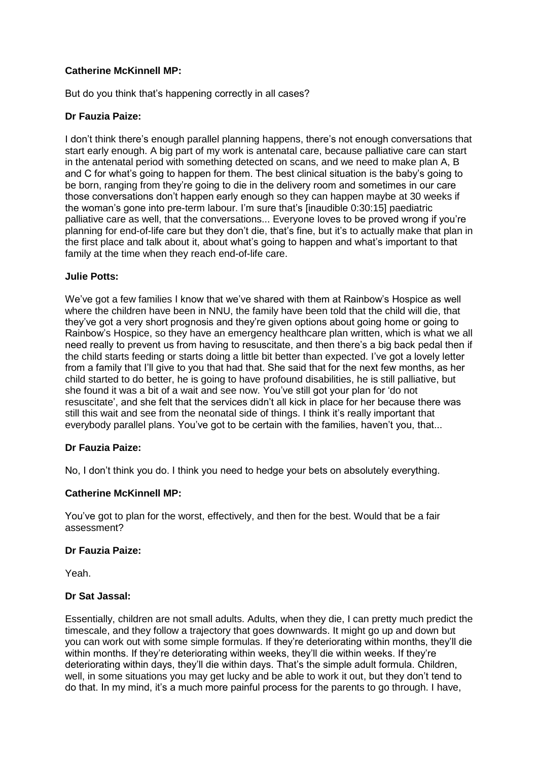**Catherine McKinnell MP:**

But do you think that's happening correctly in all cases?

**Dr Fauzia Paize:**

I don't think there's enough parallel planning happens, there's not enough conversations that start early enough. A big part of my work is antenatal care, because palliative care can start in the antenatal period with something detected on scans, and we need to make plan A, B and C for what's going to happen for them. The best clinical situation is the baby's going to be born, ranging from they're going to die in the delivery room and sometimes in our care those conversations don't happen early enough so they can happen maybe at 30 weeks if the woman's gone into pre-term labour. I'm sure that's [inaudible 0:30:15] paediatric palliative care as well, that the conversations... Everyone loves to be proved wrong if you're planning for end-of-life care but they don't die, that's fine, but it's to actually make that plan in the first place and talk about it, about what's going to happen and what's important to that family at the time when they reach end-of-life care.

**Julie Potts:**

We've got a few families I know that we've shared with them at Rainbow's Hospice as well where the children have been in NNU, the family have been told that the child will die, that they've got a very short prognosis and they're given options about going home or going to Rainbow's Hospice, so they have an emergency healthcare plan written, which is what we all need really to prevent us from having to resuscitate, and then there's a big back pedal then if the child starts feeding or starts doing a little bit better than expected. I've got a lovely letter from a family that I'll give to you that had that. She said that for the next few months, as her child started to do better, he is going to have profound disabilities, he is still palliative, but she found it was a bit of a wait and see now. You've still got your plan for 'do not resuscitate', and she felt that the services didn't all kick in place for her because there was still this wait and see from the neonatal side of things. I think it's really important that everybody parallel plans. You've got to be certain with the families, haven't you, that...

**Dr Fauzia Paize:**

No, I don't think you do. I think you need to hedge your bets on absolutely everything.

**Catherine McKinnell MP:**

You've got to plan for the worst, effectively, and then for the best. Would that be a fair assessment?

**Dr Fauzia Paize:**

Yeah.

**Dr Sat Jassal:**

Essentially, children are not small adults. Adults, when they die, I can pretty much predict the timescale, and they follow a trajectory that goes downwards. It might go up and down but you can work out with some simple formulas. If they're deteriorating within months, they'll die within months. If they're deteriorating within weeks, they'll die within weeks. If they're deteriorating within days, they'll die within days. That's the simple adult formula. Children, well, in some situations you may get lucky and be able to work it out, but they don't tend to do that. In my mind, it's a much more painful process for the parents to go through. I have,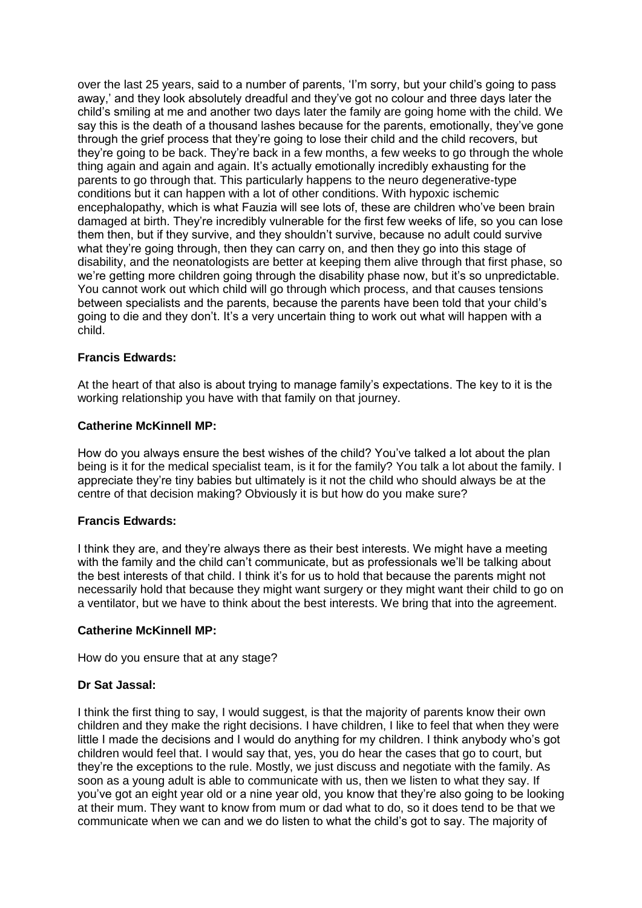over the last 25 years, said to a number of parents, 'I'm sorry, but your child's going to pass away,' and they look absolutely dreadful and they've got no colour and three days later the child's smiling at me and another two days later the family are going home with the child. We say this is the death of a thousand lashes because for the parents, emotionally, they've gone through the grief process that they're going to lose their child and the child recovers, but they're going to be back. They're back in a few months, a few weeks to go through the whole thing again and again and again. It's actually emotionally incredibly exhausting for the parents to go through that. This particularly happens to the neuro degenerative-type conditions but it can happen with a lot of other conditions. With hypoxic ischemic encephalopathy, which is what Fauzia will see lots of, these are children who've been brain damaged at birth. They're incredibly vulnerable for the first few weeks of life, so you can lose them then, but if they survive, and they shouldn't survive, because no adult could survive what they're going through, then they can carry on, and then they go into this stage of disability, and the neonatologists are better at keeping them alive through that first phase, so we're getting more children going through the disability phase now, but it's so unpredictable. You cannot work out which child will go through which process, and that causes tensions between specialists and the parents, because the parents have been told that your child's going to die and they don't. It's a very uncertain thing to work out what will happen with a child.

**Francis Edwards:**

At the heart of that also is about trying to manage family's expectations. The key to it is the working relationship you have with that family on that journey.

**Catherine McKinnell MP:**

How do you always ensure the best wishes of the child? You've talked a lot about the plan being is it for the medical specialist team, is it for the family? You talk a lot about the family. I appreciate they're tiny babies but ultimately is it not the child who should always be at the centre of that decision making? Obviously it is but how do you make sure?

**Francis Edwards:**

I think they are, and they're always there as their best interests. We might have a meeting with the family and the child can't communicate, but as professionals we'll be talking about the best interests of that child. I think it's for us to hold that because the parents might not necessarily hold that because they might want surgery or they might want their child to go on a ventilator, but we have to think about the best interests. We bring that into the agreement.

**Catherine McKinnell MP:**

How do you ensure that at any stage?

**Dr Sat Jassal:**

I think the first thing to say, I would suggest, is that the majority of parents know their own children and they make the right decisions. I have children, I like to feel that when they were little I made the decisions and I would do anything for my children. I think anybody who's got children would feel that. I would say that, yes, you do hear the cases that go to court, but they're the exceptions to the rule. Mostly, we just discuss and negotiate with the family. As soon as a young adult is able to communicate with us, then we listen to what they say. If you've got an eight year old or a nine year old, you know that they're also going to be looking at their mum. They want to know from mum or dad what to do, so it does tend to be that we communicate when we can and we do listen to what the child's got to say. The majority of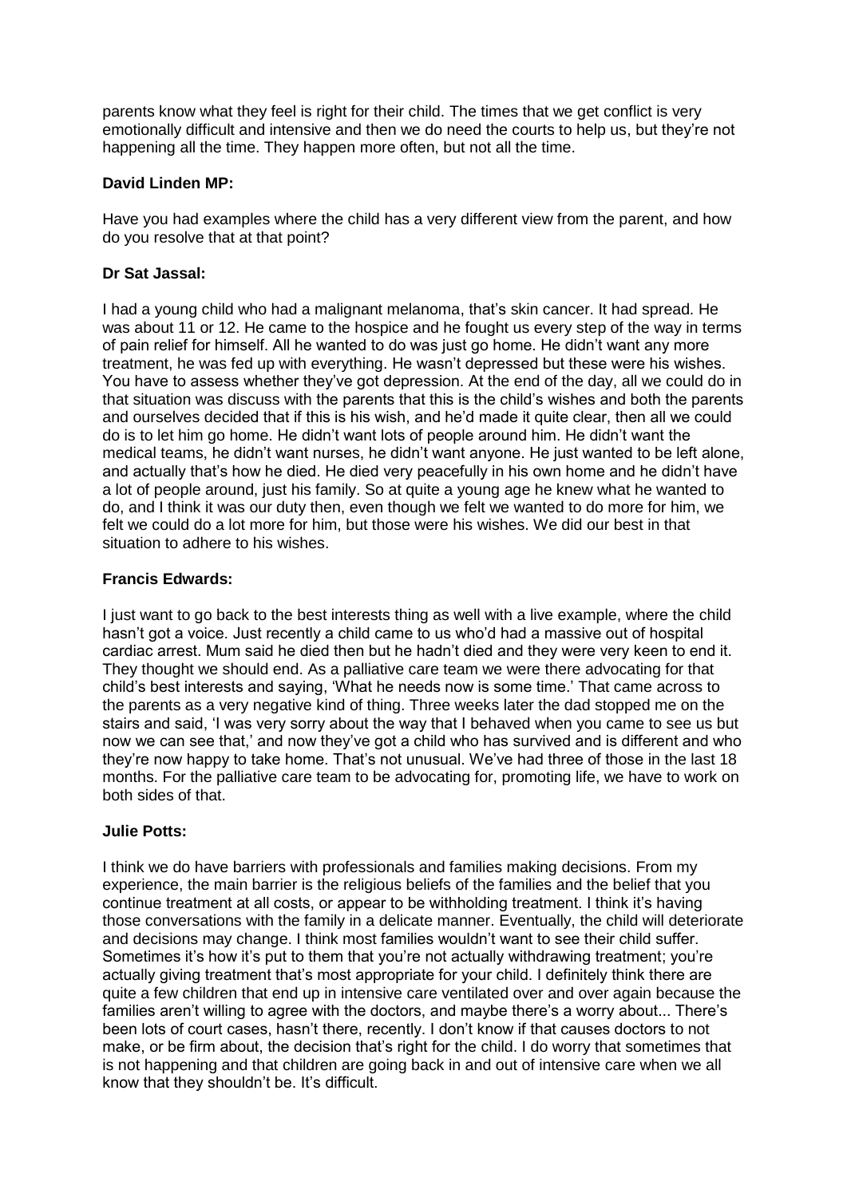parents know what they feel is right for their child. The times that we get conflict is very emotionally difficult and intensive and then we do need the courts to help us, but they're not happening all the time. They happen more often, but not all the time.

**David Linden MP:**

Have you had examples where the child has a very different view from the parent, and how do you resolve that at that point?

**Dr Sat Jassal:**

I had a young child who had a malignant melanoma, that's skin cancer. It had spread. He was about 11 or 12. He came to the hospice and he fought us every step of the way in terms of pain relief for himself. All he wanted to do was just go home. He didn't want any more treatment, he was fed up with everything. He wasn't depressed but these were his wishes. You have to assess whether they've got depression. At the end of the day, all we could do in that situation was discuss with the parents that this is the child's wishes and both the parents and ourselves decided that if this is his wish, and he'd made it quite clear, then all we could do is to let him go home. He didn't want lots of people around him. He didn't want the medical teams, he didn't want nurses, he didn't want anyone. He just wanted to be left alone, and actually that's how he died. He died very peacefully in his own home and he didn't have a lot of people around, just his family. So at quite a young age he knew what he wanted to do, and I think it was our duty then, even though we felt we wanted to do more for him, we felt we could do a lot more for him, but those were his wishes. We did our best in that situation to adhere to his wishes.

**Francis Edwards:**

I just want to go back to the best interests thing as well with a live example, where the child hasn't got a voice. Just recently a child came to us who'd had a massive out of hospital cardiac arrest. Mum said he died then but he hadn't died and they were very keen to end it. They thought we should end. As a palliative care team we were there advocating for that child's best interests and saying, 'What he needs now is some time.' That came across to the parents as a very negative kind of thing. Three weeks later the dad stopped me on the stairs and said, 'I was very sorry about the way that I behaved when you came to see us but now we can see that,' and now they've got a child who has survived and is different and who they're now happy to take home. That's not unusual. We've had three of those in the last 18 months. For the palliative care team to be advocating for, promoting life, we have to work on both sides of that.

**Julie Potts:**

I think we do have barriers with professionals and families making decisions. From my experience, the main barrier is the religious beliefs of the families and the belief that you continue treatment at all costs, or appear to be withholding treatment. I think it's having those conversations with the family in a delicate manner. Eventually, the child will deteriorate and decisions may change. I think most families wouldn't want to see their child suffer. Sometimes it's how it's put to them that you're not actually withdrawing treatment; you're actually giving treatment that's most appropriate for your child. I definitely think there are quite a few children that end up in intensive care ventilated over and over again because the families aren't willing to agree with the doctors, and maybe there's a worry about... There's been lots of court cases, hasn't there, recently. I don't know if that causes doctors to not make, or be firm about, the decision that's right for the child. I do worry that sometimes that is not happening and that children are going back in and out of intensive care when we all know that they shouldn't be. It's difficult.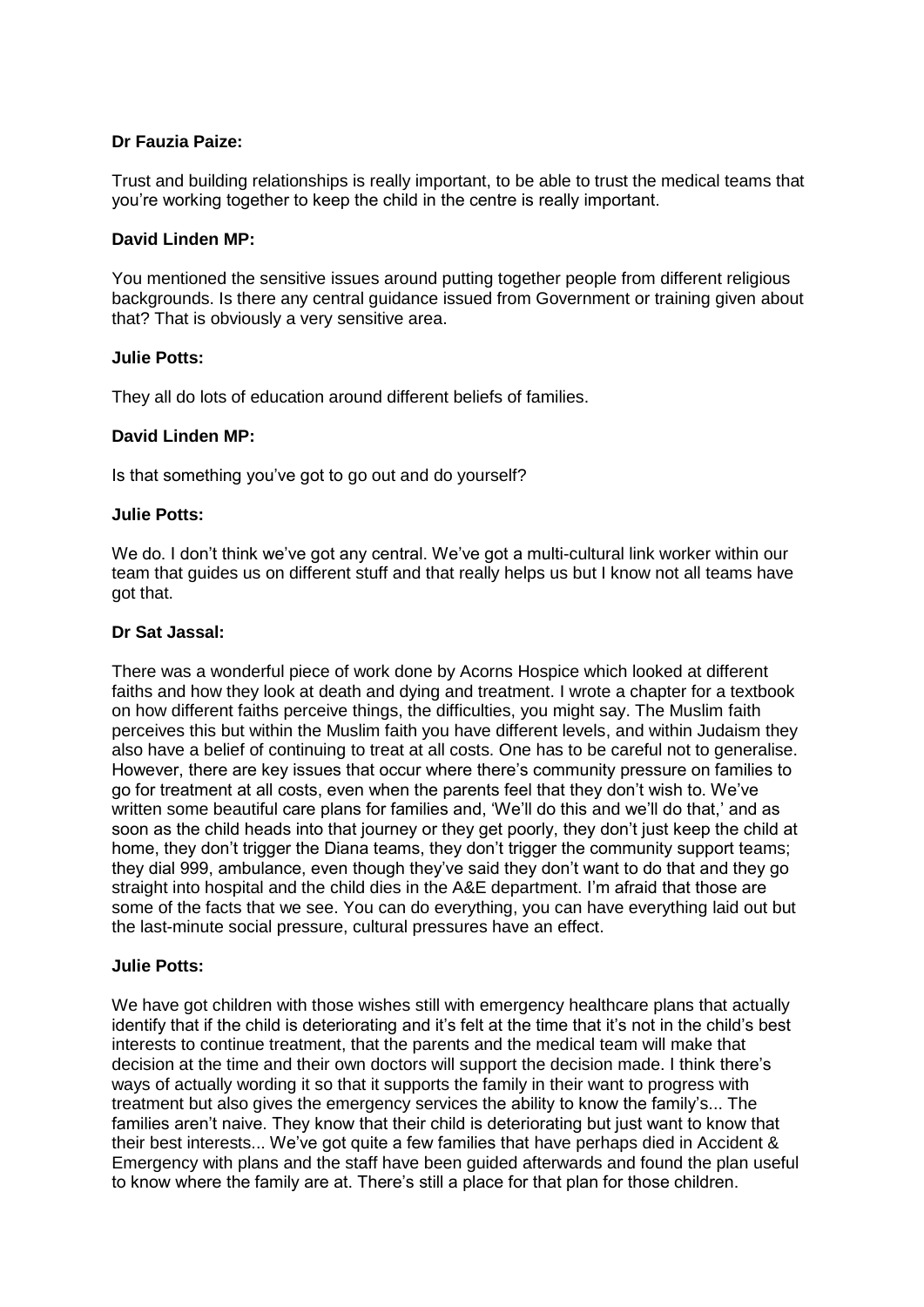**Dr Fauzia Paize:**

Trust and building relationships is really important, to be able to trust the medical teams that you're working together to keep the child in the centre is really important.

**David Linden MP:**

You mentioned the sensitive issues around putting together people from different religious backgrounds. Is there any central guidance issued from Government or training given about that? That is obviously a very sensitive area.

**Julie Potts:**

They all do lots of education around different beliefs of families.

**David Linden MP:**

Is that something you've got to go out and do yourself?

**Julie Potts:**

We do. I don't think we've got any central. We've got a multi-cultural link worker within our team that guides us on different stuff and that really helps us but I know not all teams have got that.

**Dr Sat Jassal:**

There was a wonderful piece of work done by Acorns Hospice which looked at different faiths and how they look at death and dying and treatment. I wrote a chapter for a textbook on how different faiths perceive things, the difficulties, you might say. The Muslim faith perceives this but within the Muslim faith you have different levels, and within Judaism they also have a belief of continuing to treat at all costs. One has to be careful not to generalise. However, there are key issues that occur where there's community pressure on families to go for treatment at all costs, even when the parents feel that they don't wish to. We've written some beautiful care plans for families and, 'We'll do this and we'll do that,' and as soon as the child heads into that journey or they get poorly, they don't just keep the child at home, they don't trigger the Diana teams, they don't trigger the community support teams; they dial 999, ambulance, even though they've said they don't want to do that and they go straight into hospital and the child dies in the A&E department. I'm afraid that those are some of the facts that we see. You can do everything, you can have everything laid out but the last-minute social pressure, cultural pressures have an effect.

**Julie Potts:**

We have got children with those wishes still with emergency healthcare plans that actually identify that if the child is deteriorating and it's felt at the time that it's not in the child's best interests to continue treatment, that the parents and the medical team will make that decision at the time and their own doctors will support the decision made. I think there's ways of actually wording it so that it supports the family in their want to progress with treatment but also gives the emergency services the ability to know the family's... The families aren't naive. They know that their child is deteriorating but just want to know that their best interests... We've got quite a few families that have perhaps died in Accident & Emergency with plans and the staff have been guided afterwards and found the plan useful to know where the family are at. There's still a place for that plan for those children.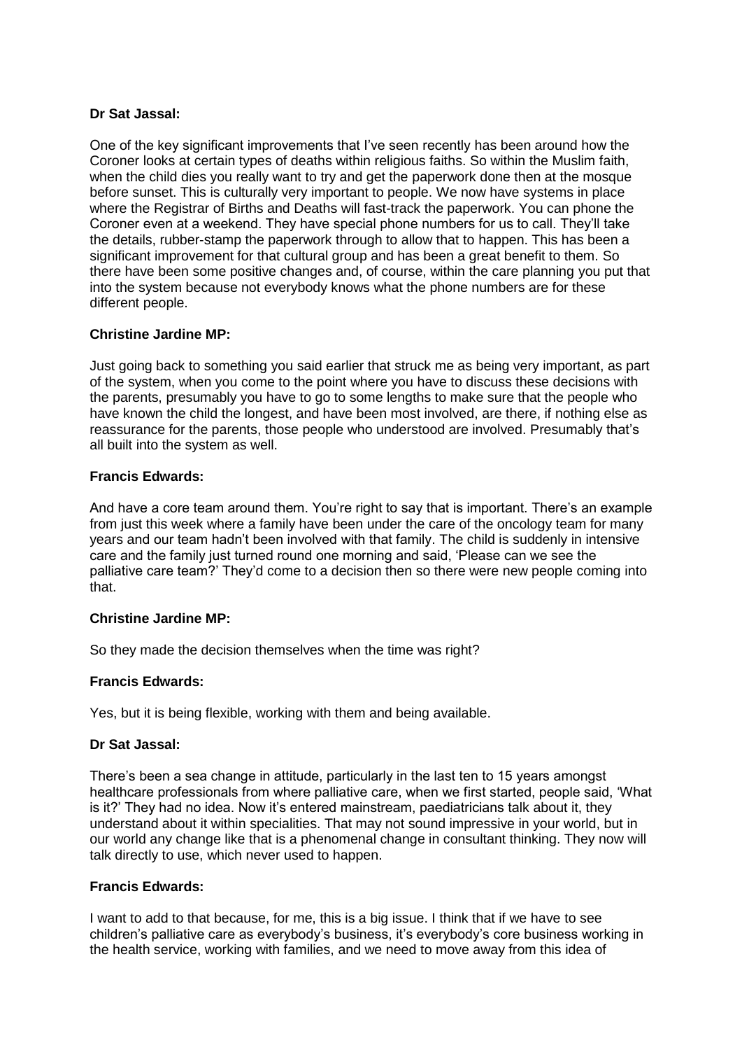**Dr Sat Jassal:**

One of the key significant improvements that I've seen recently has been around how the Coroner looks at certain types of deaths within religious faiths. So within the Muslim faith, when the child dies you really want to try and get the paperwork done then at the mosque before sunset. This is culturally very important to people. We now have systems in place where the Registrar of Births and Deaths will fast-track the paperwork. You can phone the Coroner even at a weekend. They have special phone numbers for us to call. They'll take the details, rubber-stamp the paperwork through to allow that to happen. This has been a significant improvement for that cultural group and has been a great benefit to them. So there have been some positive changes and, of course, within the care planning you put that into the system because not everybody knows what the phone numbers are for these different people.

**Christine Jardine MP:**

Just going back to something you said earlier that struck me as being very important, as part of the system, when you come to the point where you have to discuss these decisions with the parents, presumably you have to go to some lengths to make sure that the people who have known the child the longest, and have been most involved, are there, if nothing else as reassurance for the parents, those people who understood are involved. Presumably that's all built into the system as well.

**Francis Edwards:**

And have a core team around them. You're right to say that is important. There's an example from just this week where a family have been under the care of the oncology team for many years and our team hadn't been involved with that family. The child is suddenly in intensive care and the family just turned round one morning and said, 'Please can we see the palliative care team?' They'd come to a decision then so there were new people coming into that.

**Christine Jardine MP:**

So they made the decision themselves when the time was right?

**Francis Edwards:**

Yes, but it is being flexible, working with them and being available.

**Dr Sat Jassal:**

There's been a sea change in attitude, particularly in the last ten to 15 years amongst healthcare professionals from where palliative care, when we first started, people said, 'What is it?' They had no idea. Now it's entered mainstream, paediatricians talk about it, they understand about it within specialities. That may not sound impressive in your world, but in our world any change like that is a phenomenal change in consultant thinking. They now will talk directly to use, which never used to happen.

**Francis Edwards:**

I want to add to that because, for me, this is a big issue. I think that if we have to see children's palliative care as everybody's business, it's everybody's core business working in the health service, working with families, and we need to move away from this idea of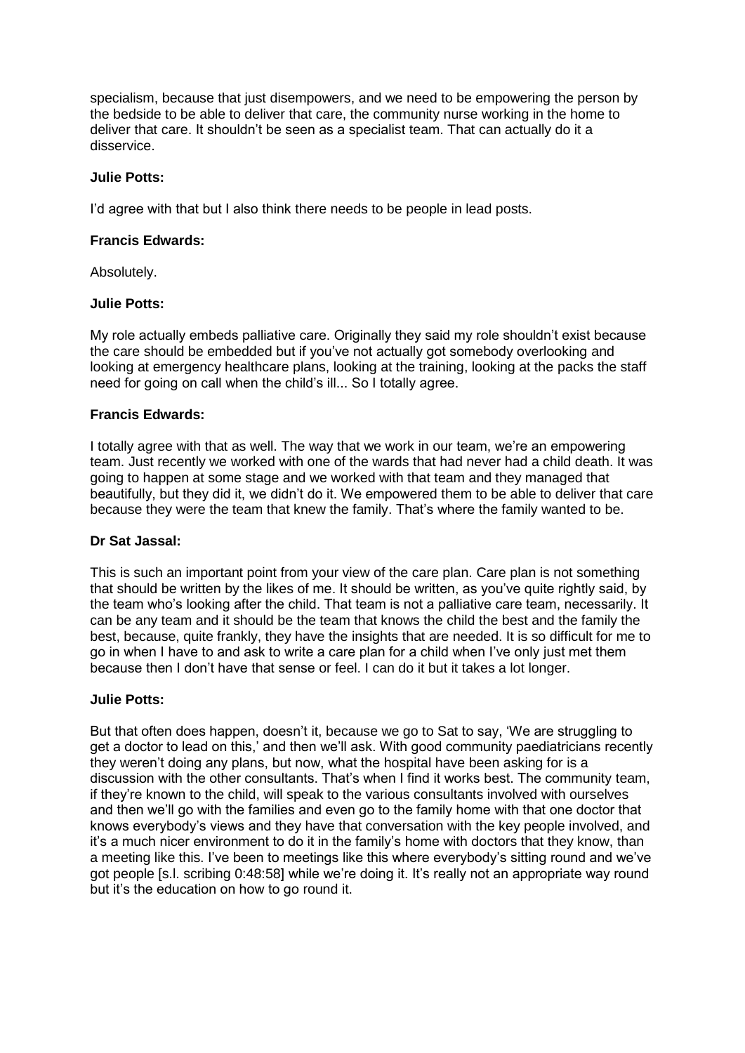specialism, because that just disempowers, and we need to be empowering the person by the bedside to be able to deliver that care, the community nurse working in the home to deliver that care. It shouldn't be seen as a specialist team. That can actually do it a disservice.

**Julie Potts:**

I'd agree with that but I also think there needs to be people in lead posts.

**Francis Edwards:**

Absolutely.

**Julie Potts:**

My role actually embeds palliative care. Originally they said my role shouldn't exist because the care should be embedded but if you've not actually got somebody overlooking and looking at emergency healthcare plans, looking at the training, looking at the packs the staff need for going on call when the child's ill... So I totally agree.

**Francis Edwards:**

I totally agree with that as well. The way that we work in our team, we're an empowering team. Just recently we worked with one of the wards that had never had a child death. It was going to happen at some stage and we worked with that team and they managed that beautifully, but they did it, we didn't do it. We empowered them to be able to deliver that care because they were the team that knew the family. That's where the family wanted to be.

**Dr Sat Jassal:**

This is such an important point from your view of the care plan. Care plan is not something that should be written by the likes of me. It should be written, as you've quite rightly said, by the team who's looking after the child. That team is not a palliative care team, necessarily. It can be any team and it should be the team that knows the child the best and the family the best, because, quite frankly, they have the insights that are needed. It is so difficult for me to go in when I have to and ask to write a care plan for a child when I've only just met them because then I don't have that sense or feel. I can do it but it takes a lot longer.

**Julie Potts:**

But that often does happen, doesn't it, because we go to Sat to say, 'We are struggling to get a doctor to lead on this,' and then we'll ask. With good community paediatricians recently they weren't doing any plans, but now, what the hospital have been asking for is a discussion with the other consultants. That's when I find it works best. The community team, if they're known to the child, will speak to the various consultants involved with ourselves and then we'll go with the families and even go to the family home with that one doctor that knows everybody's views and they have that conversation with the key people involved, and it's a much nicer environment to do it in the family's home with doctors that they know, than a meeting like this. I've been to meetings like this where everybody's sitting round and we've got people [s.l. scribing 0:48:58] while we're doing it. It's really not an appropriate way round but it's the education on how to go round it.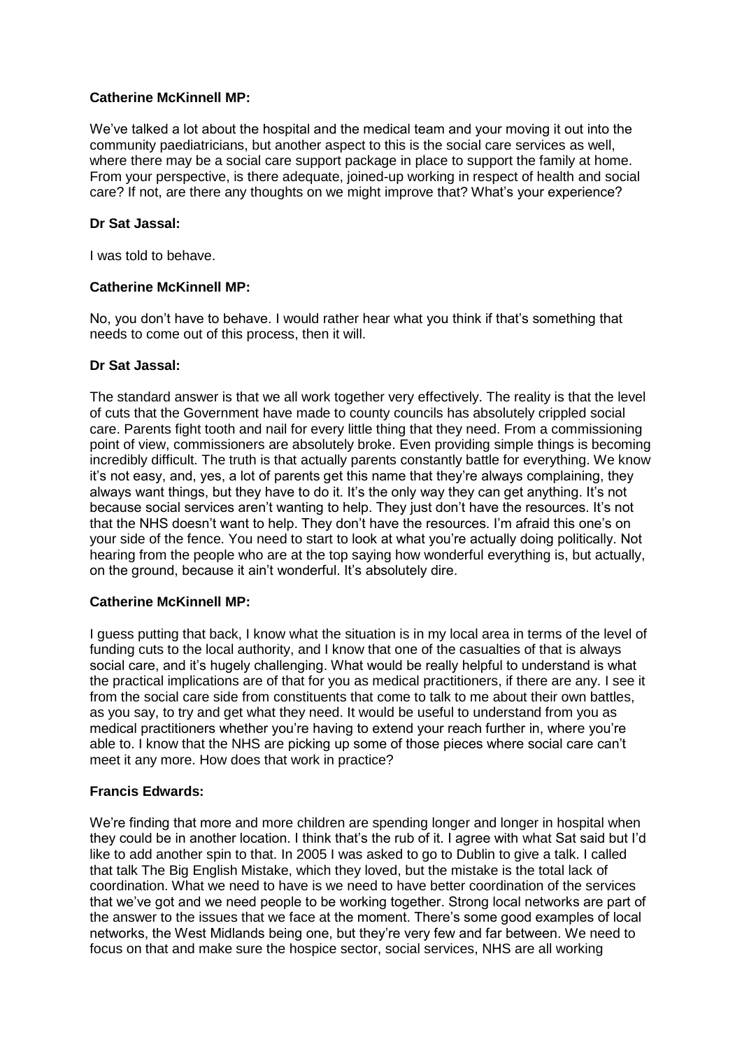**Catherine McKinnell MP:**

We've talked a lot about the hospital and the medical team and your moving it out into the community paediatricians, but another aspect to this is the social care services as well, where there may be a social care support package in place to support the family at home. From your perspective, is there adequate, joined-up working in respect of health and social care? If not, are there any thoughts on we might improve that? What's your experience?

**Dr Sat Jassal:**

I was told to behave.

**Catherine McKinnell MP:**

No, you don't have to behave. I would rather hear what you think if that's something that needs to come out of this process, then it will.

**Dr Sat Jassal:**

The standard answer is that we all work together very effectively. The reality is that the level of cuts that the Government have made to county councils has absolutely crippled social care. Parents fight tooth and nail for every little thing that they need. From a commissioning point of view, commissioners are absolutely broke. Even providing simple things is becoming incredibly difficult. The truth is that actually parents constantly battle for everything. We know it's not easy, and, yes, a lot of parents get this name that they're always complaining, they always want things, but they have to do it. It's the only way they can get anything. It's not because social services aren't wanting to help. They just don't have the resources. It's not that the NHS doesn't want to help. They don't have the resources. I'm afraid this one's on your side of the fence. You need to start to look at what you're actually doing politically. Not hearing from the people who are at the top saying how wonderful everything is, but actually, on the ground, because it ain't wonderful. It's absolutely dire.

**Catherine McKinnell MP:**

I guess putting that back, I know what the situation is in my local area in terms of the level of funding cuts to the local authority, and I know that one of the casualties of that is always social care, and it's hugely challenging. What would be really helpful to understand is what the practical implications are of that for you as medical practitioners, if there are any. I see it from the social care side from constituents that come to talk to me about their own battles, as you say, to try and get what they need. It would be useful to understand from you as medical practitioners whether you're having to extend your reach further in, where you're able to. I know that the NHS are picking up some of those pieces where social care can't meet it any more. How does that work in practice?

**Francis Edwards:**

We're finding that more and more children are spending longer and longer in hospital when they could be in another location. I think that's the rub of it. I agree with what Sat said but I'd like to add another spin to that. In 2005 I was asked to go to Dublin to give a talk. I called that talk The Big English Mistake, which they loved, but the mistake is the total lack of coordination. What we need to have is we need to have better coordination of the services that we've got and we need people to be working together. Strong local networks are part of the answer to the issues that we face at the moment. There's some good examples of local networks, the West Midlands being one, but they're very few and far between. We need to focus on that and make sure the hospice sector, social services, NHS are all working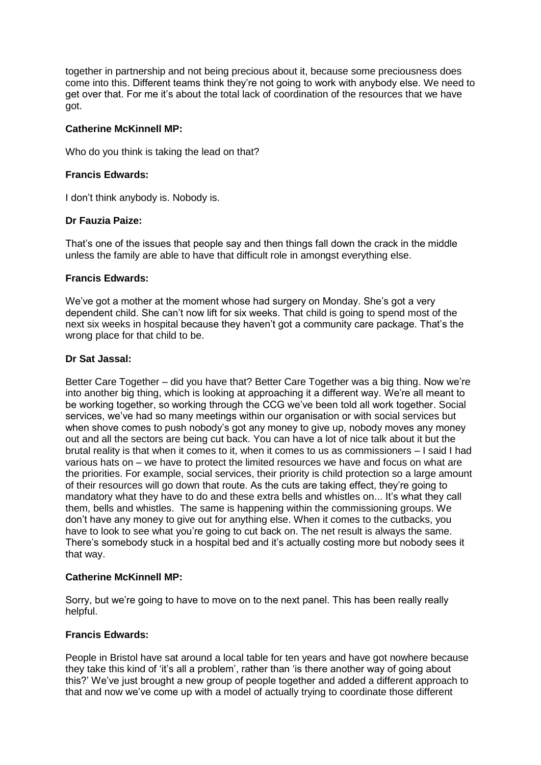together in partnership and not being precious about it, because some preciousness does come into this. Different teams think they're not going to work with anybody else. We need to get over that. For me it's about the total lack of coordination of the resources that we have got.

**Catherine McKinnell MP:**

Who do you think is taking the lead on that?

**Francis Edwards:**

I don't think anybody is. Nobody is.

**Dr Fauzia Paize:**

That's one of the issues that people say and then things fall down the crack in the middle unless the family are able to have that difficult role in amongst everything else.

**Francis Edwards:**

We've got a mother at the moment whose had surgery on Monday. She's got a very dependent child. She can't now lift for six weeks. That child is going to spend most of the next six weeks in hospital because they haven't got a community care package. That's the wrong place for that child to be.

**Dr Sat Jassal:**

Better Care Together – did you have that? Better Care Together was a big thing. Now we're into another big thing, which is looking at approaching it a different way. We're all meant to be working together, so working through the CCG we've been told all work together. Social services, we've had so many meetings within our organisation or with social services but when shove comes to push nobody's got any money to give up, nobody moves any money out and all the sectors are being cut back. You can have a lot of nice talk about it but the brutal reality is that when it comes to it, when it comes to us as commissioners – I said I had various hats on – we have to protect the limited resources we have and focus on what are the priorities. For example, social services, their priority is child protection so a large amount of their resources will go down that route. As the cuts are taking effect, they're going to mandatory what they have to do and these extra bells and whistles on... It's what they call them, bells and whistles. The same is happening within the commissioning groups. We don't have any money to give out for anything else. When it comes to the cutbacks, you have to look to see what you're going to cut back on. The net result is always the same. There's somebody stuck in a hospital bed and it's actually costing more but nobody sees it that way.

**Catherine McKinnell MP:**

Sorry, but we're going to have to move on to the next panel. This has been really really helpful.

**Francis Edwards:**

People in Bristol have sat around a local table for ten years and have got nowhere because they take this kind of 'it's all a problem', rather than 'is there another way of going about this?' We've just brought a new group of people together and added a different approach to that and now we've come up with a model of actually trying to coordinate those different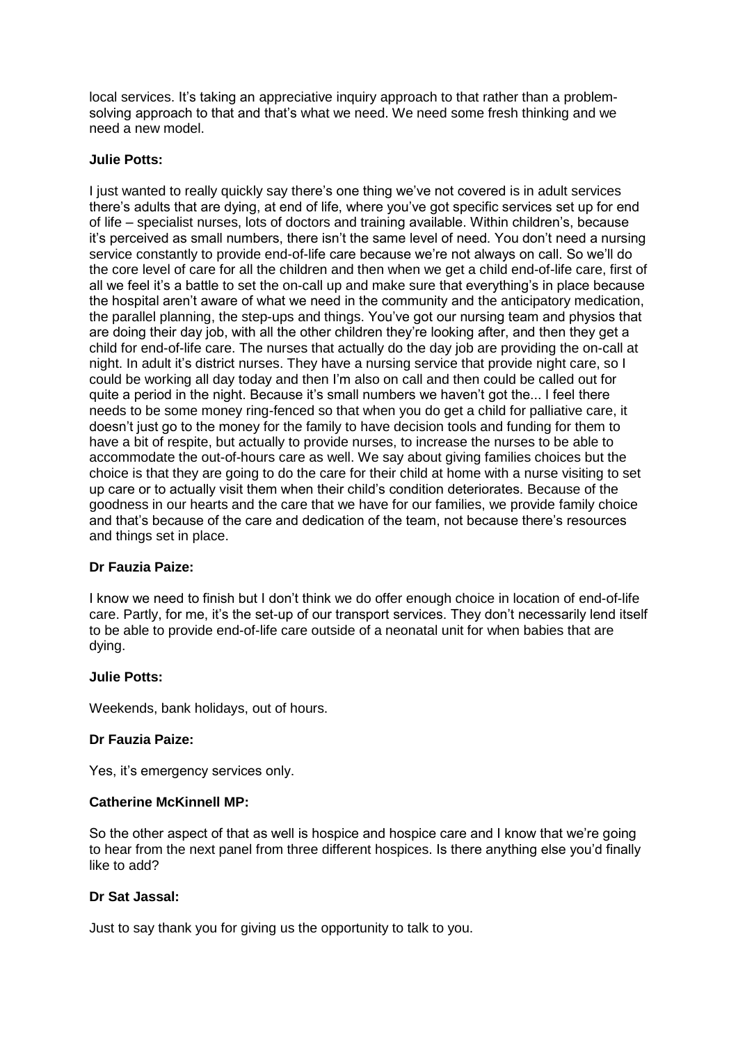local services. It's taking an appreciative inquiry approach to that rather than a problem-solving approach to that and that's what we need. We need some fresh thinking and we need a new model.

**Julie Potts:**

I just wanted to really quickly say there's one thing we've not covered is in adult services there's adults that are dying, at end of life, where you've got specific services set up for end of life – specialist nurses, lots of doctors and training available. Within children's, because it's perceived as small numbers, there isn't the same level of need. You don't need a nursing service constantly to provide end-of-life care because we're not always on call. So we'll do the core level of care for all the children and then when we get a child end-of-life care, first of all we feel it's a battle to set the on-call up and make sure that everything's in place because the hospital aren't aware of what we need in the community and the anticipatory medication, the parallel planning, the step-ups and things. You've got our nursing team and physios that are doing their day job, with all the other children they're looking after, and then they get a child for end-of-life care. The nurses that actually do the day job are providing the on-call at night. In adult it's district nurses. They have a nursing service that provide night care, so I could be working all day today and then I'm also on call and then could be called out for quite a period in the night. Because it's small numbers we haven't got the... I feel there needs to be some money ring-fenced so that when you do get a child for palliative care, it doesn't just go to the money for the family to have decision tools and funding for them to have a bit of respite, but actually to provide nurses, to increase the nurses to be able to accommodate the out-of-hours care as well. We say about giving families choices but the choice is that they are going to do the care for their child at home with a nurse visiting to set up care or to actually visit them when their child's condition deteriorates. Because of the goodness in our hearts and the care that we have for our families, we provide family choice and that's because of the care and dedication of the team, not because there's resources and things set in place.

**Dr Fauzia Paize:**

I know we need to finish but I don't think we do offer enough choice in location of end-of-life care. Partly, for me, it's the set-up of our transport services. They don't necessarily lend itself to be able to provide end-of-life care outside of a neonatal unit for when babies that are dying.

**Julie Potts:**

Weekends, bank holidays, out of hours.

**Dr Fauzia Paize:**

Yes, it's emergency services only.

**Catherine McKinnell MP:**

So the other aspect of that as well is hospice and hospice care and I know that we're going to hear from the next panel from three different hospices. Is there anything else you'd finally like to add?

**Dr Sat Jassal:**

Just to say thank you for giving us the opportunity to talk to you.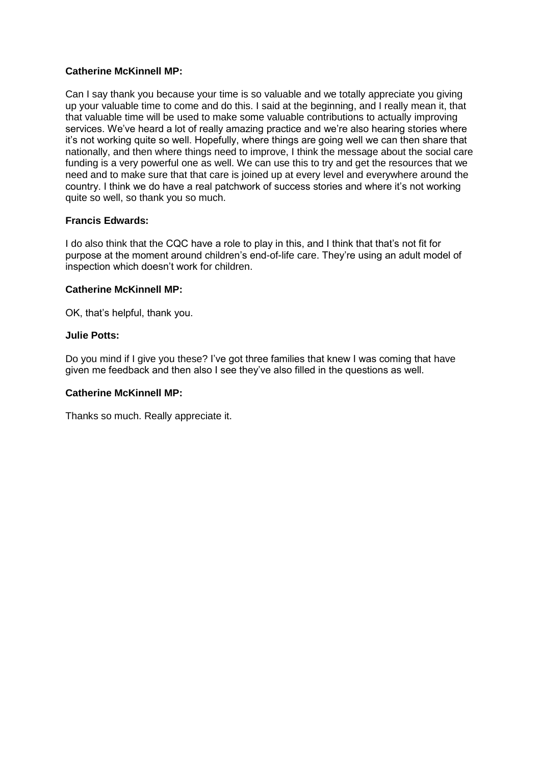**Catherine McKinnell MP:**

Can I say thank you because your time is so valuable and we totally appreciate you giving up your valuable time to come and do this. I said at the beginning, and I really mean it, that that valuable time will be used to make some valuable contributions to actually improving services. We've heard a lot of really amazing practice and we're also hearing stories where it's not working quite so well. Hopefully, where things are going well we can then share that nationally, and then where things need to improve, I think the message about the social care funding is a very powerful one as well. We can use this to try and get the resources that we need and to make sure that that care is joined up at every level and everywhere around the country. I think we do have a real patchwork of success stories and where it's not working quite so well, so thank you so much.

**Francis Edwards:**

I do also think that the CQC have a role to play in this, and I think that that's not fit for purpose at the moment around children's end-of-life care. They're using an adult model of inspection which doesn't work for children.

**Catherine McKinnell MP:**

OK, that's helpful, thank you.

**Julie Potts:**

Do you mind if I give you these? I've got three families that knew I was coming that have given me feedback and then also I see they've also filled in the questions as well.

**Catherine McKinnell MP:**

Thanks so much. Really appreciate it.